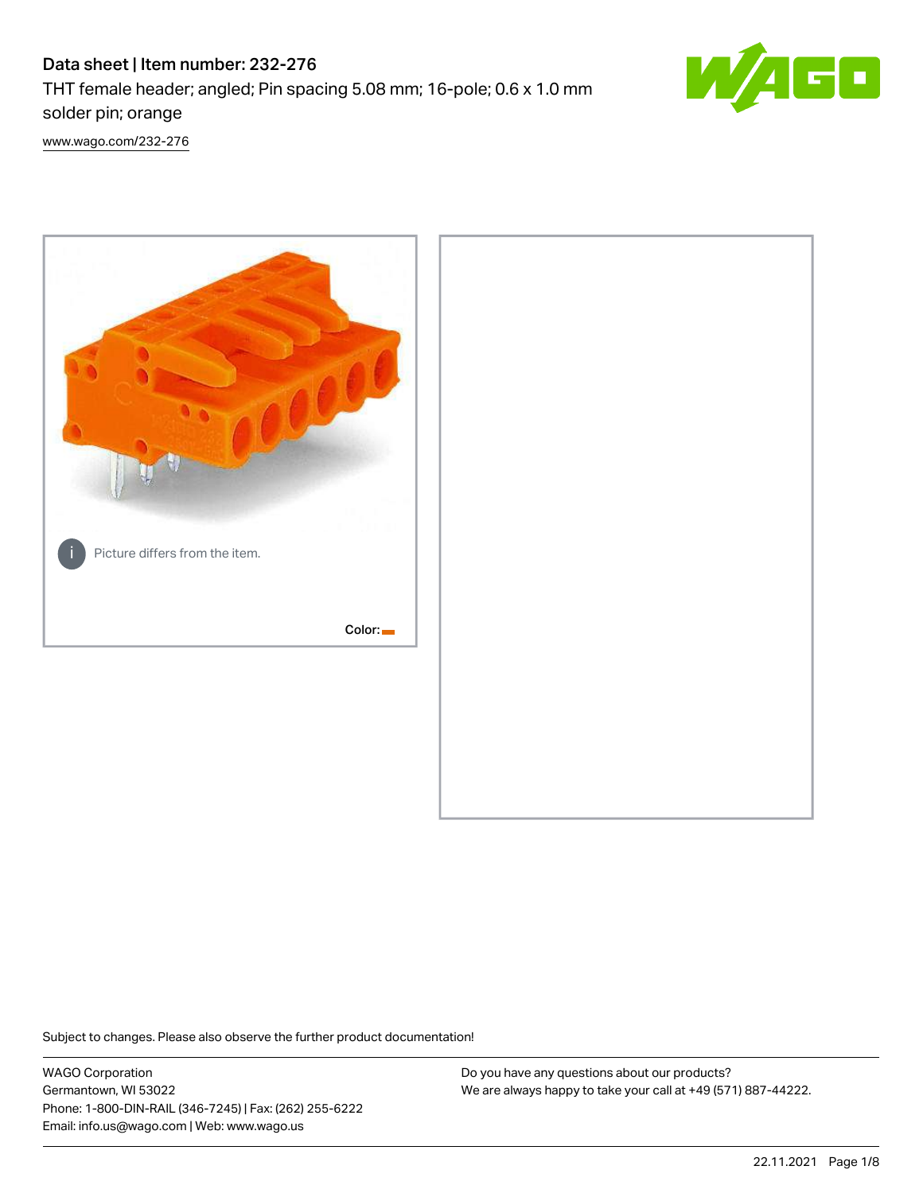# Data sheet | Item number: 232-276

THT female header; angled; Pin spacing 5.08 mm; 16-pole; 0.6 x 1.0 mm solder pin; orange

www.wago.com/232-276

Picture differs from the item.

Color:

Subject to changes. Please also observe the further product documentation!

WAGO Corporation
Germantown, WI 53022
Phone: 1-800-DIN-RAIL (346-7245) | Fax: (262) 255-6222
Email: info.us@wago.com | Web: www.wago.us

Do you have any questions about our products?
We are always happy to take your call at +49 (571) 887-44222.

22.11.2021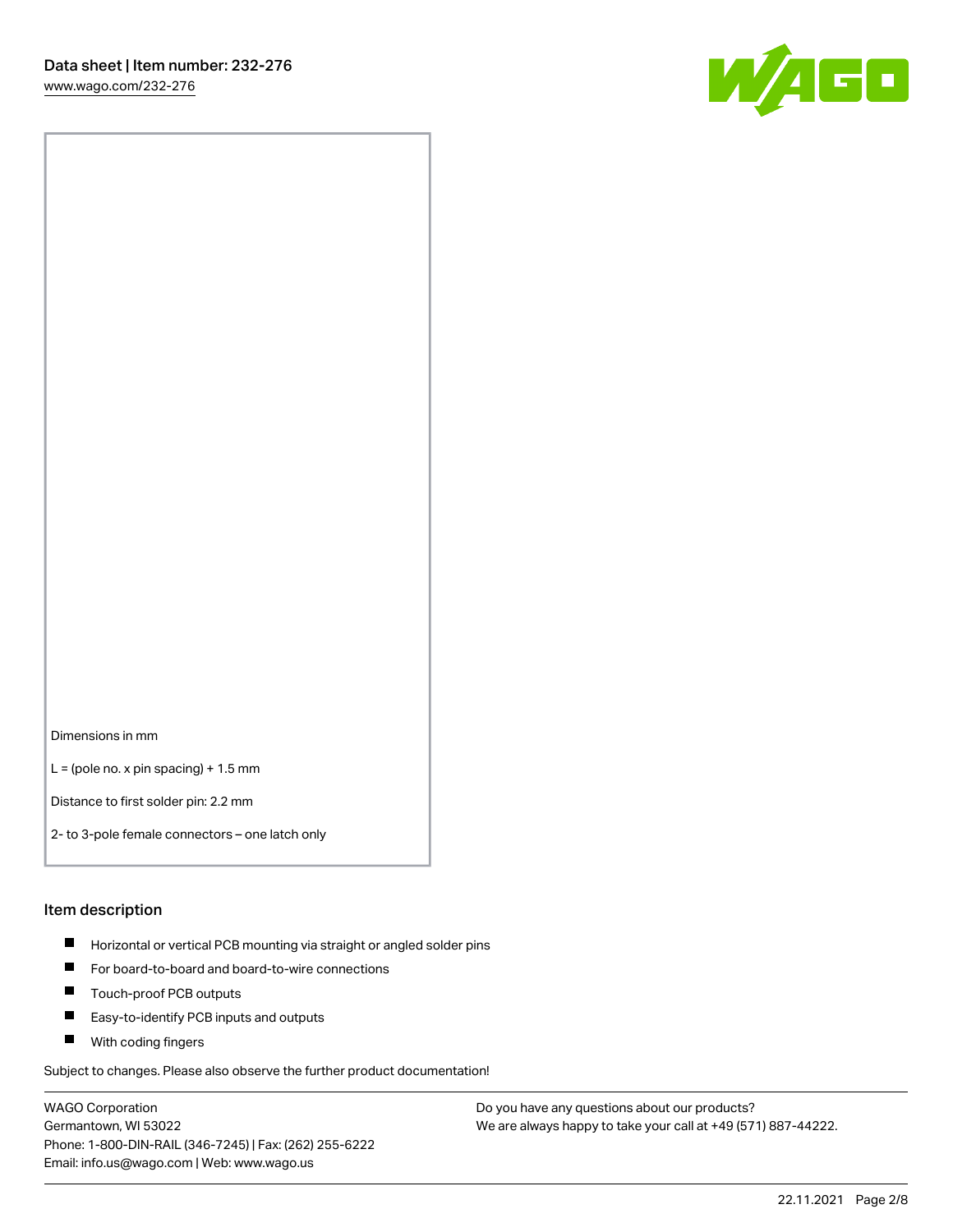Dimensions in mm

L = (pole no. x pin spacing) + 1.5 mm

Distance to first solder pin: 2.2 mm

2- to 3-pole female connectors – one latch only

## Item description

- Horizontal or vertical PCB mounting via straight or angled solder pins
- For board-to-board and board-to-wire connections
- Touch-proof PCB outputs
- Easy-to-identify PCB inputs and outputs
- With coding fingers

Subject to changes. Please also observe the further product documentation!

WAGO Corporation
Germantown, WI 53022
Phone: 1-800-DIN-RAIL (346-7245) | Fax: (262) 255-6222
Email: info.us@wago.com | Web: www.wago.us

Do you have any questions about our products?
We are always happy to take your call at +49 (571) 887-44222.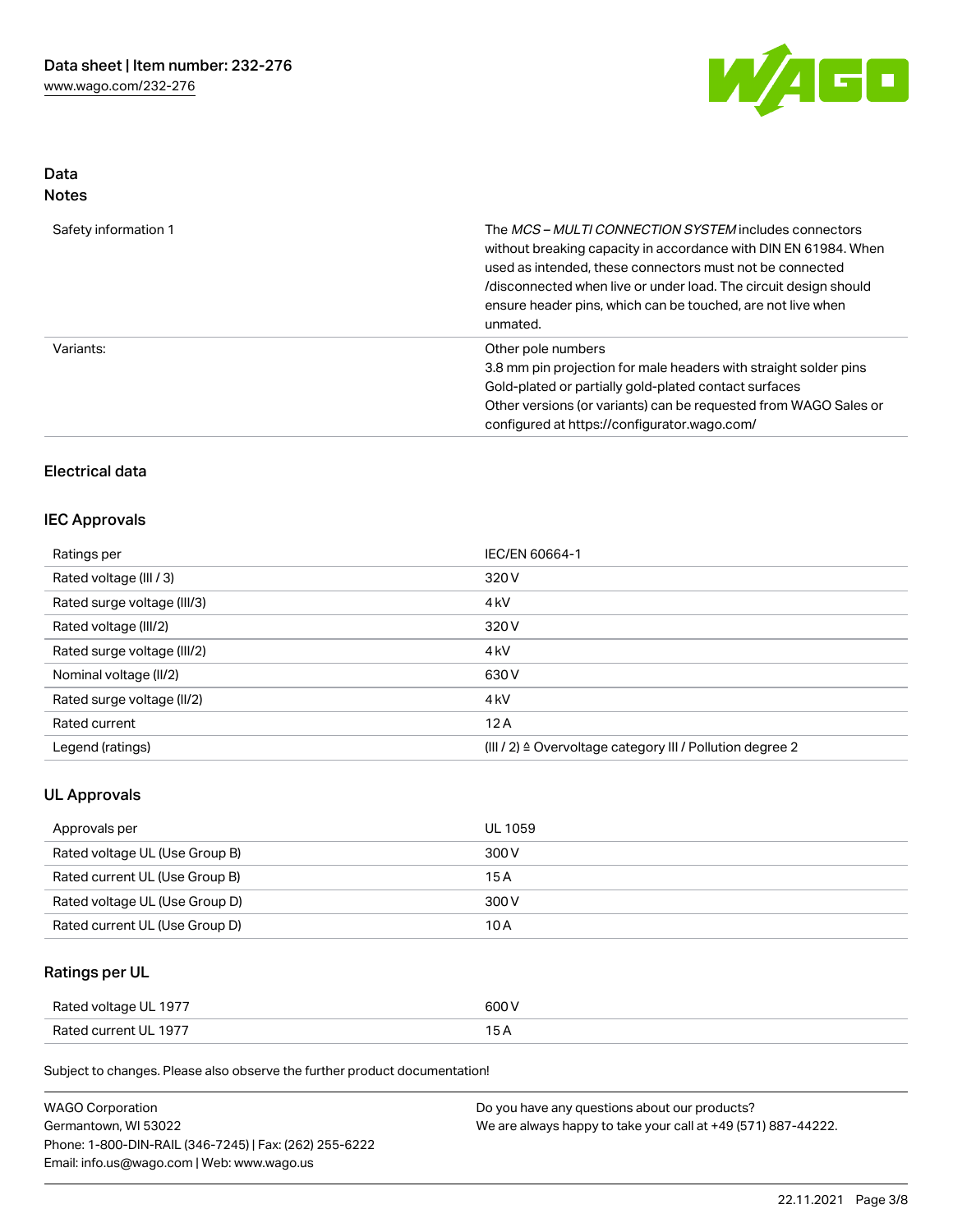## Data
### Notes

| | |
|---|---|
| Safety information 1 | The *MCS – MULTI CONNECTION SYSTEM* includes connectors without breaking capacity in accordance with DIN EN 61984. When used as intended, these connectors must not be connected /disconnected when live or under load. The circuit design should ensure header pins, which can be touched, are not live when unmated. |
| Variants: | Other pole numbers<br>3.8 mm pin projection for male headers with straight solder pins<br>Gold-plated or partially gold-plated contact surfaces<br>Other versions (or variants) can be requested from WAGO Sales or configured at https://configurator.wago.com/ |

## Electrical data

### IEC Approvals

| | |
|---|---|
| Ratings per | IEC/EN 60664-1 |
| Rated voltage (III / 3) | 320 V |
| Rated surge voltage (III/3) | 4 kV |
| Rated voltage (III/2) | 320 V |
| Rated surge voltage (III/2) | 4 kV |
| Nominal voltage (II/2) | 630 V |
| Rated surge voltage (II/2) | 4 kV |
| Rated current | 12 A |
| Legend (ratings) | (III / 2) ≙ Overvoltage category III / Pollution degree 2 |

### UL Approvals

| | |
|---|---|
| Approvals per | UL 1059 |
| Rated voltage UL (Use Group B) | 300 V |
| Rated current UL (Use Group B) | 15 A |
| Rated voltage UL (Use Group D) | 300 V |
| Rated current UL (Use Group D) | 10 A |

### Ratings per UL

| | |
|---|---|
| Rated voltage UL 1977 | 600 V |
| Rated current UL 1977 | 15 A |

Subject to changes. Please also observe the further product documentation!

WAGO Corporation
Germantown, WI 53022
Phone: 1-800-DIN-RAIL (346-7245) | Fax: (262) 255-6222
Email: info.us@wago.com | Web: www.wago.us

Do you have any questions about our products?
We are always happy to take your call at +49 (571) 887-44222.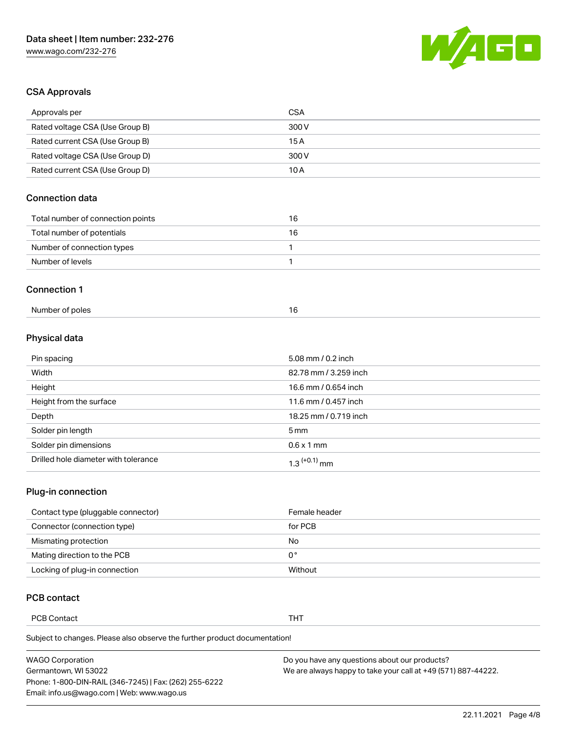## CSA Approvals

| Approvals per | CSA |
| --- | --- |
| Rated voltage CSA (Use Group B) | 300 V |
| Rated current CSA (Use Group B) | 15 A |
| Rated voltage CSA (Use Group D) | 300 V |
| Rated current CSA (Use Group D) | 10 A |

## Connection data

| Total number of connection points | 16 |
| --- | --- |
| Total number of potentials | 16 |
| Number of connection types | 1 |
| Number of levels | 1 |

## Connection 1

| Number of poles | 16 |
| --- | --- |

## Physical data

| Pin spacing | 5.08 mm / 0.2 inch |
| --- | --- |
| Width | 82.78 mm / 3.259 inch |
| Height | 16.6 mm / 0.654 inch |
| Height from the surface | 11.6 mm / 0.457 inch |
| Depth | 18.25 mm / 0.719 inch |
| Solder pin length | 5 mm |
| Solder pin dimensions | 0.6 x 1 mm |
| Drilled hole diameter with tolerance | $1.3^{(+0.1)}$ mm |

## Plug-in connection

| Contact type (pluggable connector) | Female header |
| --- | --- |
| Connector (connection type) | for PCB |
| Mismating protection | No |
| Mating direction to the PCB | 0 ° |
| Locking of plug-in connection | Without |

## PCB contact

| PCB Contact | THT |
| --- | --- |

Subject to changes. Please also observe the further product documentation!

WAGO Corporation
Germantown, WI 53022
Phone: 1-800-DIN-RAIL (346-7245) | Fax: (262) 255-6222
Email: info.us@wago.com | Web: www.wago.us

Do you have any questions about our products?
We are always happy to take your call at +49 (571) 887-44222.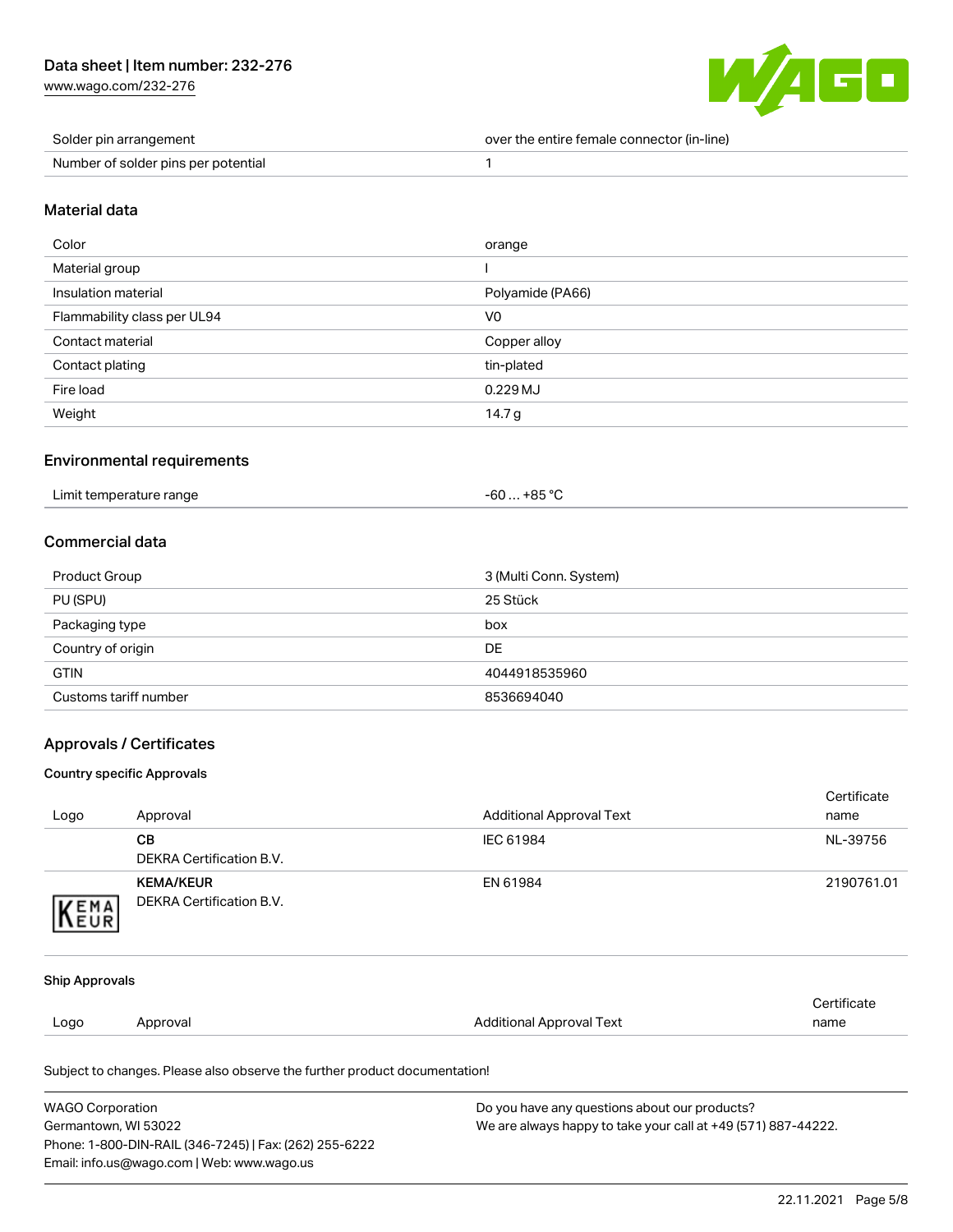| Solder pin arrangement | over the entire female connector (in-line) |
| --- | --- |
| Number of solder pins per potential | 1 |

## Material data

| Color | orange |
| --- | --- |
| Material group | I |
| Insulation material | Polyamide (PA66) |
| Flammability class per UL94 | V0 |
| Contact material | Copper alloy |
| Contact plating | tin-plated |
| Fire load | 0.229 MJ |
| Weight | 14.7 g |

## Environmental requirements

| Limit temperature range | -60 … +85 °C |
| --- | --- |

## Commercial data

| Product Group | 3 (Multi Conn. System) |
| --- | --- |
| PU (SPU) | 25 Stück |
| Packaging type | box |
| Country of origin | DE |
| GTIN | 4044918535960 |
| Customs tariff number | 8536694040 |

## Approvals / Certificates

### Country specific Approvals

| Logo | Approval | Additional Approval Text | Certificate name |
| --- | --- | --- | --- |
| | **CB** DEKRA Certification B.V. | IEC 61984 | NL-39756 |
| | **KEMA/KEUR** DEKRA Certification B.V. | EN 61984 | 2190761.01 |

### Ship Approvals

| Logo | Approval | Additional Approval Text | Certificate name |
| --- | --- | --- | --- |

Subject to changes. Please also observe the further product documentation!

WAGO Corporation
Germantown, WI 53022
Phone: 1-800-DIN-RAIL (346-7245) | Fax: (262) 255-6222
Email: info.us@wago.com | Web: www.wago.us

Do you have any questions about our products?
We are always happy to take your call at +49 (571) 887-44222.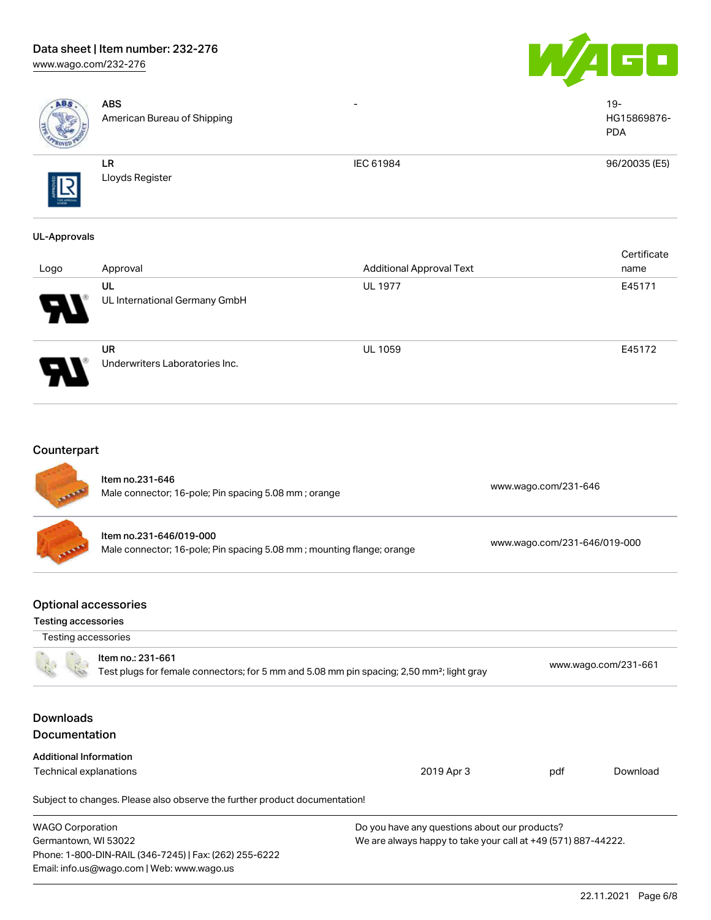| Logo | Approval | Additional Approval Text | Certificate name |
|---|---|---|---|
| | **ABS**<br>American Bureau of Shipping | - | 19-HG15869876-PDA |
| | **LR**<br>Lloyds Register | IEC 61984 | 96/20035 (E5) |

**UL-Approvals**

| Logo | Approval | Additional Approval Text | Certificate name |
|---|---|---|---|
| | **UL**<br>UL International Germany GmbH | UL 1977 | E45171 |
| | **UR**<br>Underwriters Laboratories Inc. | UL 1059 | E45172 |

## Counterpart

| | |
|---|---|
| Item no.231-646<br>Male connector; 16-pole; Pin spacing 5.08 mm ; orange | www.wago.com/231-646 |
| Item no.231-646/019-000<br>Male connector; 16-pole; Pin spacing 5.08 mm ; mounting flange; orange | www.wago.com/231-646/019-000 |

## Optional accessories

**Testing accessories**

Testing accessories

| | |
|---|---|
| Item no.: 231-661<br>Test plugs for female connectors; for 5 mm and 5.08 mm pin spacing; 2,50 mm²; light gray | www.wago.com/231-661 |

## Downloads

## Documentation

**Additional Information**

| | | | |
|---|---|---|---|
| Technical explanations | 2019 Apr 3 | pdf | Download |

Subject to changes. Please also observe the further product documentation!

WAGO Corporation
Germantown, WI 53022
Phone: 1-800-DIN-RAIL (346-7245) | Fax: (262) 255-6222
Email: info.us@wago.com | Web: www.wago.us

Do you have any questions about our products?
We are always happy to take your call at +49 (571) 887-44222.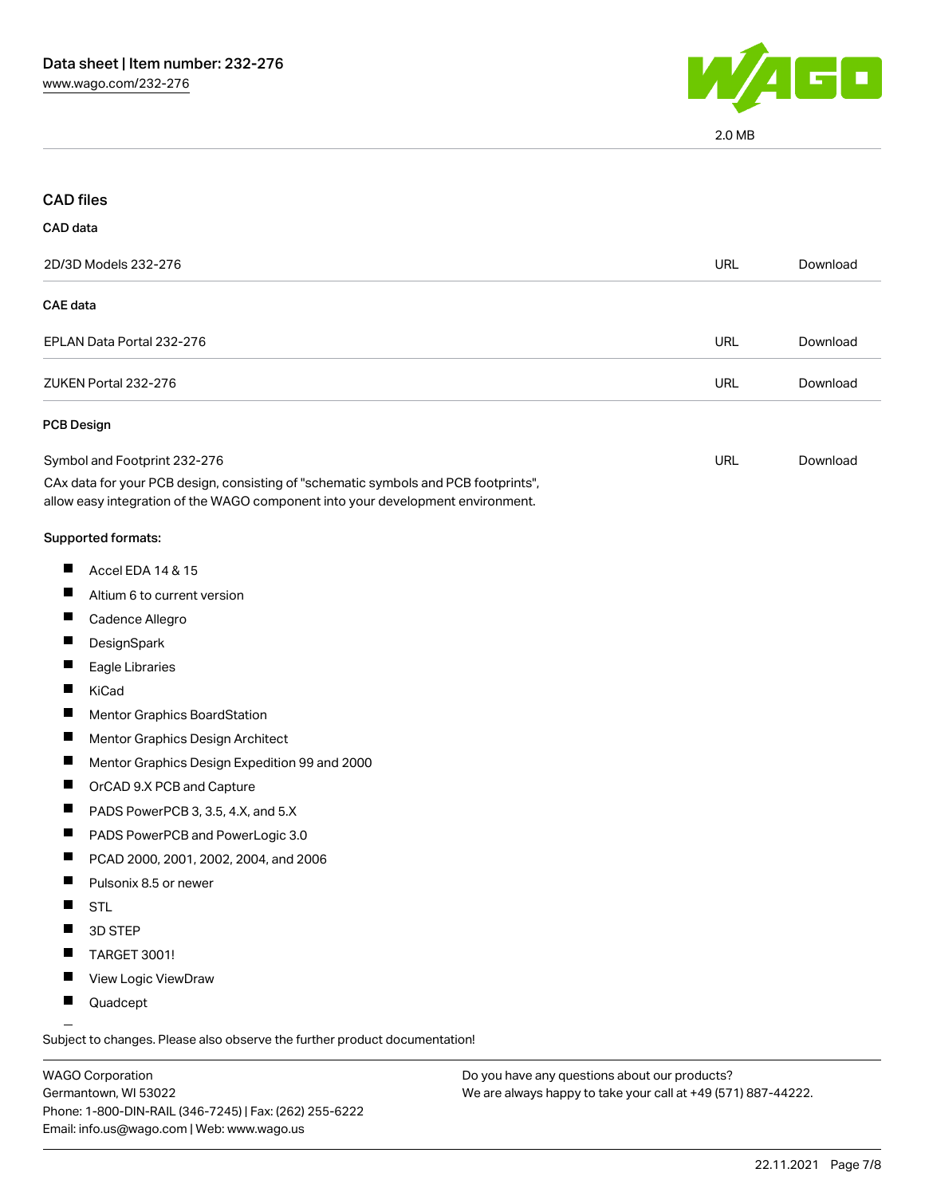2.0 MB

## CAD files

### CAD data

| 2D/3D Models 232-276 | URL | Download |
|---|---|---|

### CAE data

| EPLAN Data Portal 232-276 | URL | Download |
|---|---|---|
| ZUKEN Portal 232-276 | URL | Download |

### PCB Design

| Symbol and Footprint 232-276 | URL | Download |
|---|---|---|

CAx data for your PCB design, consisting of "schematic symbols and PCB footprints", allow easy integration of the WAGO component into your development environment.

**Supported formats:**

- Accel EDA 14 & 15
- Altium 6 to current version
- Cadence Allegro
- DesignSpark
- Eagle Libraries
- KiCad
- Mentor Graphics BoardStation
- Mentor Graphics Design Architect
- Mentor Graphics Design Expedition 99 and 2000
- OrCAD 9.X PCB and Capture
- PADS PowerPCB 3, 3.5, 4.X, and 5.X
- PADS PowerPCB and PowerLogic 3.0
- PCAD 2000, 2001, 2002, 2004, and 2006
- Pulsonix 8.5 or newer
- STL
- 3D STEP
- TARGET 3001!
- View Logic ViewDraw
- Quadcept

Subject to changes. Please also observe the further product documentation!

WAGO Corporation
Germantown, WI 53022
Phone: 1-800-DIN-RAIL (346-7245) | Fax: (262) 255-6222
Email: info.us@wago.com | Web: www.wago.us

Do you have any questions about our products?
We are always happy to take your call at +49 (571) 887-44222.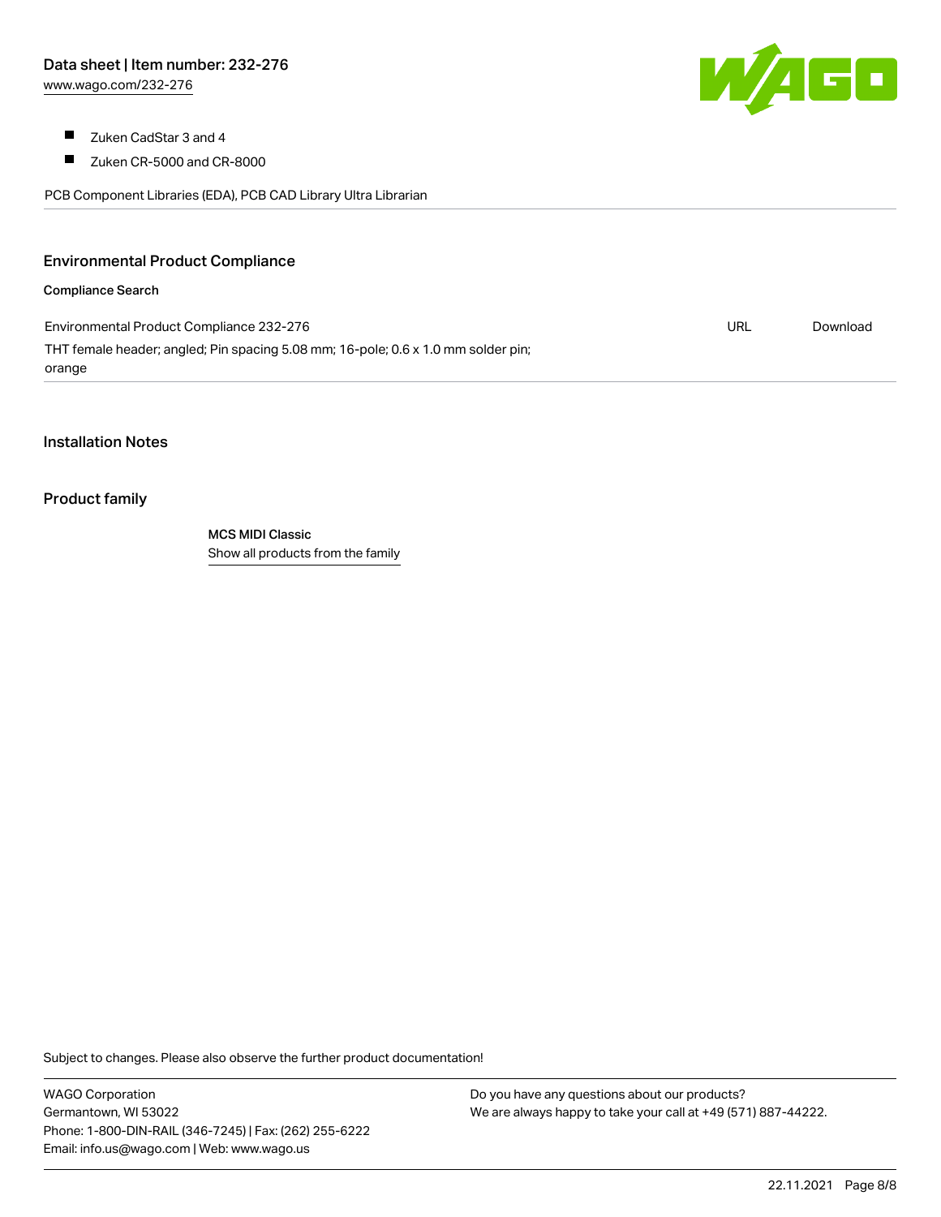- Zuken CadStar 3 and 4
- Zuken CR-5000 and CR-8000

PCB Component Libraries (EDA), PCB CAD Library Ultra Librarian

## Environmental Product Compliance

### Compliance Search

| | | |
|---|---|---|
| Environmental Product Compliance 232-276<br>THT female header; angled; Pin spacing 5.08 mm; 16-pole; 0.6 x 1.0 mm solder pin; orange | URL | Download |

## Installation Notes

## Product family

MCS MIDI Classic
Show all products from the family

Subject to changes. Please also observe the further product documentation!

WAGO Corporation
Germantown, WI 53022
Phone: 1-800-DIN-RAIL (346-7245) | Fax: (262) 255-6222
Email: info.us@wago.com | Web: www.wago.us

Do you have any questions about our products?
We are always happy to take your call at +49 (571) 887-44222.

22.11.2021